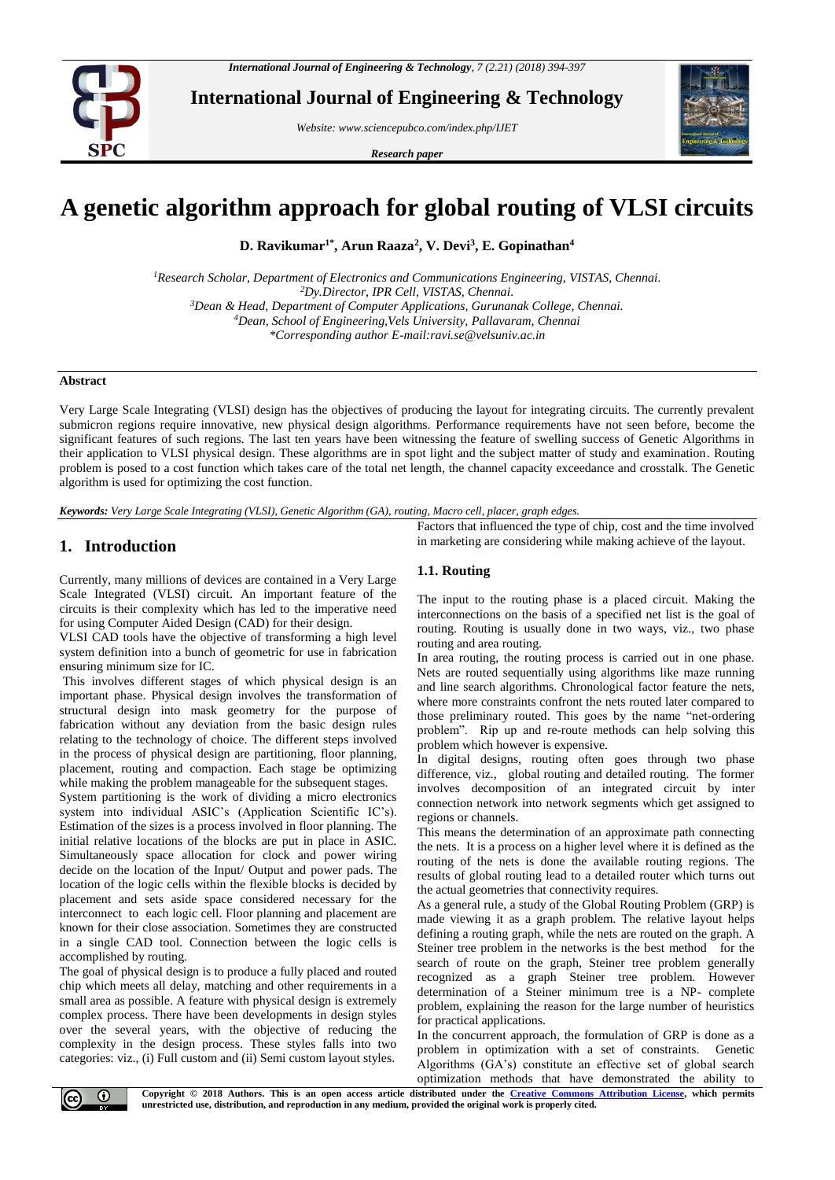# A genetic algorithm approach for global routing of VLSI circuits

**D. Ravikumar[1*], Arun Raaza[2], V. Devi[3], E. Gopinathan[4]**

*[1]Research Scholar, Department of Electronics and Communications Engineering, VISTAS, Chennai.*
*[2]Dy.Director, IPR Cell, VISTAS, Chennai.*
*[3]Dean & Head, Department of Computer Applications, Gurunanak College, Chennai.*
*[4]Dean, School of Engineering,Vels University, Pallavaram, Chennai*
*\*Corresponding author E-mail:ravi.se@velsuniv.ac.in*

**Abstract**

Very Large Scale Integrating (VLSI) design has the objectives of producing the layout for integrating circuits. The currently prevalent submicron regions require innovative, new physical design algorithms. Performance requirements have not seen before, become the significant features of such regions. The last ten years have been witnessing the feature of swelling success of Genetic Algorithms in their application to VLSI physical design. These algorithms are in spot light and the subject matter of study and examination. Routing problem is posed to a cost function which takes care of the total net length, the channel capacity exceedance and crosstalk. The Genetic algorithm is used for optimizing the cost function.

***Keywords:*** *Very Large Scale Integrating (VLSI), Genetic Algorithm (GA), routing, Macro cell, placer, graph edges.*

## 1. Introduction

Currently, many millions of devices are contained in a Very Large Scale Integrated (VLSI) circuit. An important feature of the circuits is their complexity which has led to the imperative need for using Computer Aided Design (CAD) for their design.

VLSI CAD tools have the objective of transforming a high level system definition into a bunch of geometric for use in fabrication ensuring minimum size for IC.

This involves different stages of which physical design is an important phase. Physical design involves the transformation of structural design into mask geometry for the purpose of fabrication without any deviation from the basic design rules relating to the technology of choice. The different steps involved in the process of physical design are partitioning, floor planning, placement, routing and compaction. Each stage be optimizing while making the problem manageable for the subsequent stages.

System partitioning is the work of dividing a micro electronics system into individual ASIC's (Application Scientific IC's). Estimation of the sizes is a process involved in floor planning. The initial relative locations of the blocks are put in place in ASIC. Simultaneously space allocation for clock and power wiring decide on the location of the Input/ Output and power pads. The location of the logic cells within the flexible blocks is decided by placement and sets aside space considered necessary for the interconnect to each logic cell. Floor planning and placement are known for their close association. Sometimes they are constructed in a single CAD tool. Connection between the logic cells is accomplished by routing.

The goal of physical design is to produce a fully placed and routed chip which meets all delay, matching and other requirements in a small area as possible. A feature with physical design is extremely complex process. There have been developments in design styles over the several years, with the objective of reducing the complexity in the design process. These styles falls into two categories: viz., (i) Full custom and (ii) Semi custom layout styles. Factors that influenced the type of chip, cost and the time involved in marketing are considering while making achieve of the layout.

### 1.1. Routing

The input to the routing phase is a placed circuit. Making the interconnections on the basis of a specified net list is the goal of routing. Routing is usually done in two ways, viz., two phase routing and area routing.

In area routing, the routing process is carried out in one phase. Nets are routed sequentially using algorithms like maze running and line search algorithms. Chronological factor feature the nets, where more constraints confront the nets routed later compared to those preliminary routed. This goes by the name "net-ordering problem". Rip up and re-route methods can help solving this problem which however is expensive.

In digital designs, routing often goes through two phase difference, viz., global routing and detailed routing. The former involves decomposition of an integrated circuit by inter connection network into network segments which get assigned to regions or channels.

This means the determination of an approximate path connecting the nets. It is a process on a higher level where it is defined as the routing of the nets is done the available routing regions. The results of global routing lead to a detailed router which turns out the actual geometries that connectivity requires.

As a general rule, a study of the Global Routing Problem (GRP) is made viewing it as a graph problem. The relative layout helps defining a routing graph, while the nets are routed on the graph. A Steiner tree problem in the networks is the best method for the search of route on the graph, Steiner tree problem generally recognized as a graph Steiner tree problem. However determination of a Steiner minimum tree is a NP- complete problem, explaining the reason for the large number of heuristics for practical applications.

In the concurrent approach, the formulation of GRP is done as a problem in optimization with a set of constraints. Genetic Algorithms (GA's) constitute an effective set of global search optimization methods that have demonstrated the ability to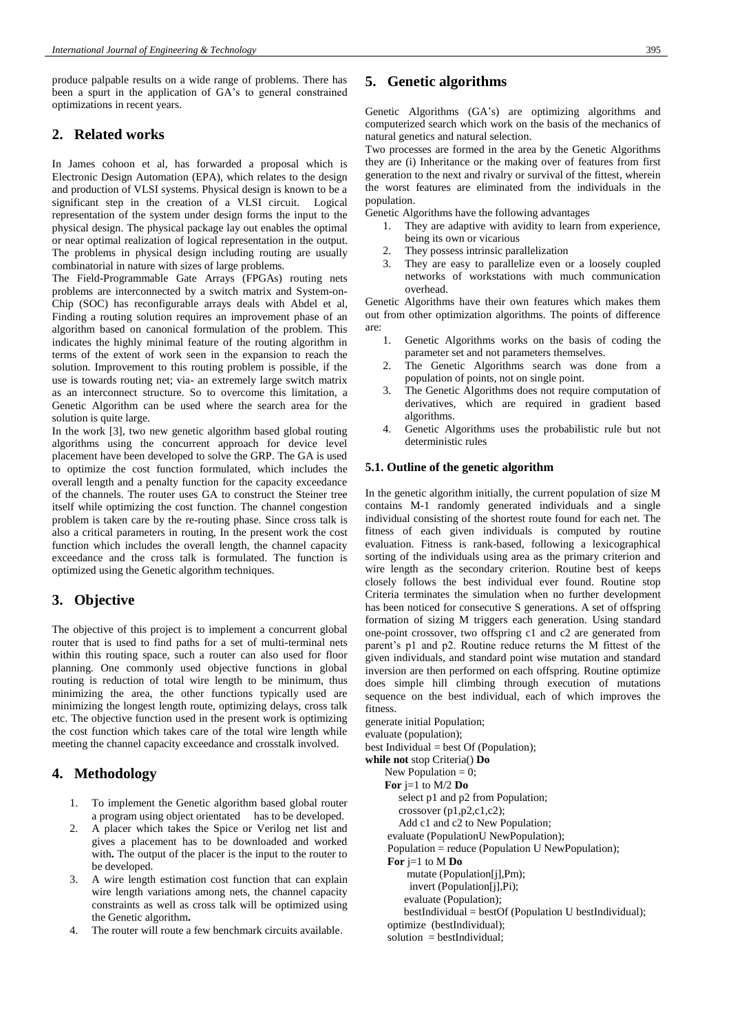produce palpable results on a wide range of problems. There has been a spurt in the application of GA's to general constrained optimizations in recent years.

## 2. Related works

In James cohoon et al, has forwarded a proposal which is Electronic Design Automation (EPA), which relates to the design and production of VLSI systems. Physical design is known to be a significant step in the creation of a VLSI circuit. Logical representation of the system under design forms the input to the physical design. The physical package lay out enables the optimal or near optimal realization of logical representation in the output. The problems in physical design including routing are usually combinatorial in nature with sizes of large problems.

The Field-Programmable Gate Arrays (FPGAs) routing nets problems are interconnected by a switch matrix and System-on-Chip (SOC) has reconfigurable arrays deals with Abdel et al, Finding a routing solution requires an improvement phase of an algorithm based on canonical formulation of the problem. This indicates the highly minimal feature of the routing algorithm in terms of the extent of work seen in the expansion to reach the solution. Improvement to this routing problem is possible, if the use is towards routing net; via- an extremely large switch matrix as an interconnect structure. So to overcome this limitation, a Genetic Algorithm can be used where the search area for the solution is quite large.

In the work [3], two new genetic algorithm based global routing algorithms using the concurrent approach for device level placement have been developed to solve the GRP. The GA is used to optimize the cost function formulated, which includes the overall length and a penalty function for the capacity exceedance of the channels. The router uses GA to construct the Steiner tree itself while optimizing the cost function. The channel congestion problem is taken care by the re-routing phase. Since cross talk is also a critical parameters in routing, In the present work the cost function which includes the overall length, the channel capacity exceedance and the cross talk is formulated. The function is optimized using the Genetic algorithm techniques.

## 3. Objective

The objective of this project is to implement a concurrent global router that is used to find paths for a set of multi-terminal nets within this routing space, such a router can also used for floor planning. One commonly used objective functions in global routing is reduction of total wire length to be minimum, thus minimizing the area, the other functions typically used are minimizing the longest length route, optimizing delays, cross talk etc. The objective function used in the present work is optimizing the cost function which takes care of the total wire length while meeting the channel capacity exceedance and crosstalk involved.

## 4. Methodology

1. To implement the Genetic algorithm based global router a program using object orientated has to be developed.
2. A placer which takes the Spice or Verilog net list and gives a placement has to be downloaded and worked with**.** The output of the placer is the input to the router to be developed.
3. A wire length estimation cost function that can explain wire length variations among nets, the channel capacity constraints as well as cross talk will be optimized using the Genetic algorithm**.**
4. The router will route a few benchmark circuits available.

## 5. Genetic algorithms

Genetic Algorithms (GA's) are optimizing algorithms and computerized search which work on the basis of the mechanics of natural genetics and natural selection.

Two processes are formed in the area by the Genetic Algorithms they are (i) Inheritance or the making over of features from first generation to the next and rivalry or survival of the fittest, wherein the worst features are eliminated from the individuals in the population.

Genetic Algorithms have the following advantages

1. They are adaptive with avidity to learn from experience, being its own or vicarious
2. They possess intrinsic parallelization
3. They are easy to parallelize even or a loosely coupled networks of workstations with much communication overhead.

Genetic Algorithms have their own features which makes them out from other optimization algorithms. The points of difference are:

1. Genetic Algorithms works on the basis of coding the parameter set and not parameters themselves.
2. The Genetic Algorithms search was done from a population of points, not on single point.
3. The Genetic Algorithms does not require computation of derivatives, which are required in gradient based algorithms.
4. Genetic Algorithms uses the probabilistic rule but not deterministic rules

### 5.1. Outline of the genetic algorithm

In the genetic algorithm initially, the current population of size M contains M-1 randomly generated individuals and a single individual consisting of the shortest route found for each net. The fitness of each given individuals is computed by routine evaluation. Fitness is rank-based, following a lexicographical sorting of the individuals using area as the primary criterion and wire length as the secondary criterion. Routine best of keeps closely follows the best individual ever found. Routine stop Criteria terminates the simulation when no further development has been noticed for consecutive S generations. A set of offspring formation of sizing M triggers each generation. Using standard one-point crossover, two offspring c1 and c2 are generated from parent's p1 and p2. Routine reduce returns the M fittest of the given individuals, and standard point wise mutation and standard inversion are then performed on each offspring. Routine optimize does simple hill climbing through execution of mutations sequence on the best individual, each of which improves the fitness.

```
generate initial Population;
evaluate (population);
best Individual = best Of (Population);
while not stop Criteria() Do
    New Population = 0;
    For j=1 to M/2 Do
        select p1 and p2 from Population;
        crossover (p1,p2,c1,c2);
        Add c1 and c2 to New Population;
    evaluate (PopulationU NewPopulation);
    Population = reduce (Population U NewPopulation);
    For j=1 to M Do
        mutate (Population[j],Pm);
        invert (Population[j],Pi);
        evaluate (Population);
        bestIndividual = bestOf (Population U bestIndividual);
    optimize (bestIndividual);
    solution = bestIndividual;
```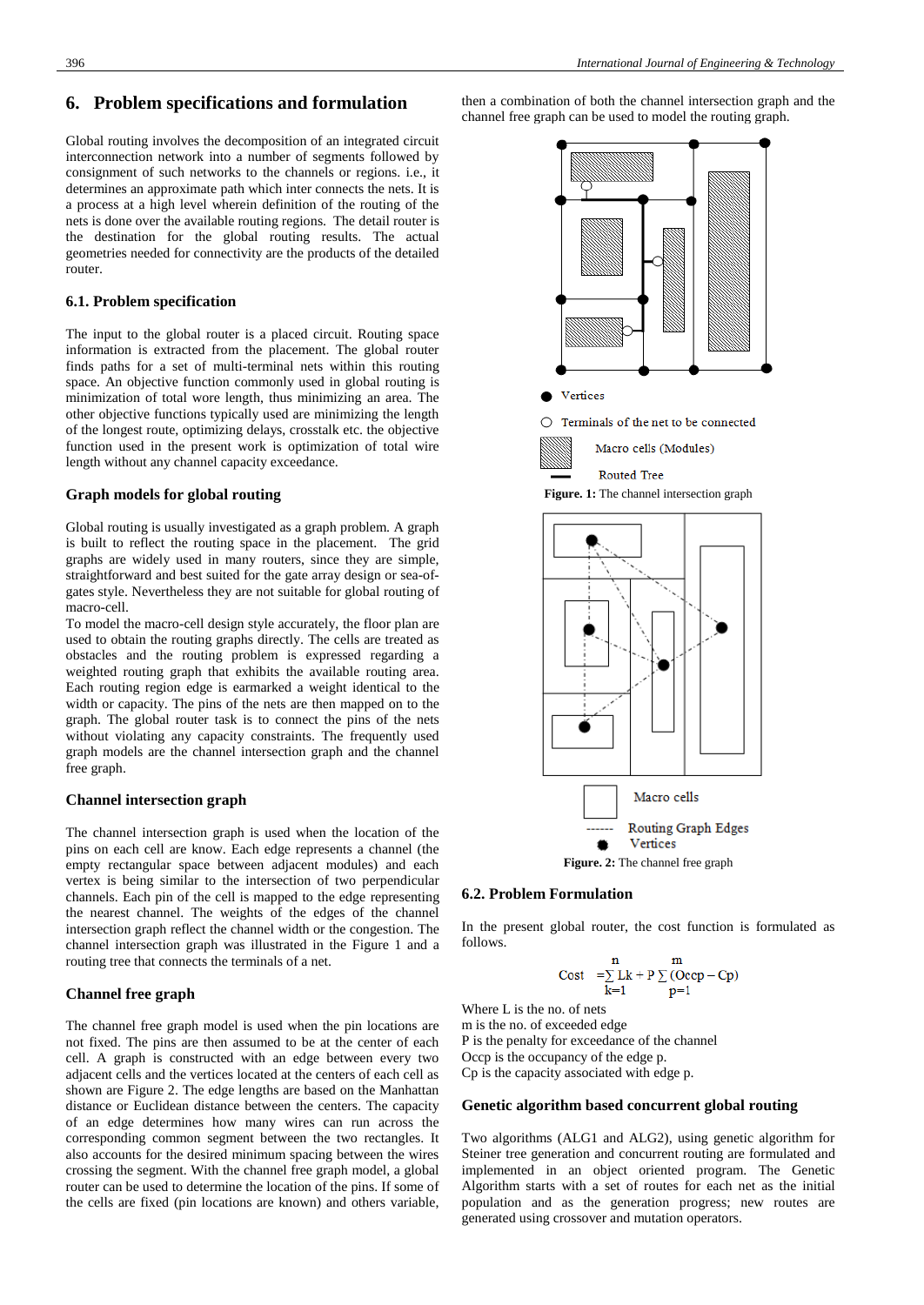## 6. Problem specifications and formulation

Global routing involves the decomposition of an integrated circuit interconnection network into a number of segments followed by consignment of such networks to the channels or regions. i.e., it determines an approximate path which inter connects the nets. It is a process at a high level wherein definition of the routing of the nets is done over the available routing regions. The detail router is the destination for the global routing results. The actual geometries needed for connectivity are the products of the detailed router.

### 6.1. Problem specification

The input to the global router is a placed circuit. Routing space information is extracted from the placement. The global router finds paths for a set of multi-terminal nets within this routing space. An objective function commonly used in global routing is minimization of total wore length, thus minimizing an area. The other objective functions typically used are minimizing the length of the longest route, optimizing delays, crosstalk etc. the objective function used in the present work is optimization of total wire length without any channel capacity exceedance.

### Graph models for global routing

Global routing is usually investigated as a graph problem. A graph is built to reflect the routing space in the placement. The grid graphs are widely used in many routers, since they are simple, straightforward and best suited for the gate array design or sea-of-gates style. Nevertheless they are not suitable for global routing of macro-cell.

To model the macro-cell design style accurately, the floor plan are used to obtain the routing graphs directly. The cells are treated as obstacles and the routing problem is expressed regarding a weighted routing graph that exhibits the available routing area. Each routing region edge is earmarked a weight identical to the width or capacity. The pins of the nets are then mapped on to the graph. The global router task is to connect the pins of the nets without violating any capacity constraints. The frequently used graph models are the channel intersection graph and the channel free graph.

### Channel intersection graph

The channel intersection graph is used when the location of the pins on each cell are know. Each edge represents a channel (the empty rectangular space between adjacent modules) and each vertex is being similar to the intersection of two perpendicular channels. Each pin of the cell is mapped to the edge representing the nearest channel. The weights of the edges of the channel intersection graph reflect the channel width or the congestion. The channel intersection graph was illustrated in the Figure 1 and a routing tree that connects the terminals of a net.

### Channel free graph

The channel free graph model is used when the pin locations are not fixed. The pins are then assumed to be at the center of each cell. A graph is constructed with an edge between every two adjacent cells and the vertices located at the centers of each cell as shown are Figure 2. The edge lengths are based on the Manhattan distance or Euclidean distance between the centers. The capacity of an edge determines how many wires can run across the corresponding common segment between the two rectangles. It also accounts for the desired minimum spacing between the wires crossing the segment. With the channel free graph model, a global router can be used to determine the location of the pins. If some of the cells are fixed (pin locations are known) and others variable, then a combination of both the channel intersection graph and the channel free graph can be used to model the routing graph.

Vertices

Terminals of the net to be connected

Macro cells (Modules)

Routed Tree

**Figure. 1:** The channel intersection graph

Macro cells

Routing Graph Edges

Vertices

**Figure. 2:** The channel free graph

### 6.2. Problem Formulation

In the present global router, the cost function is formulated as follows.

$$\text{Cost} = \sum_{k=1}^{n} Lk + P\sum_{p=1}^{m} (Occp - Cp)$$

Where L is the no. of nets

m is the no. of exceeded edge

P is the penalty for exceedance of the channel

Occp is the occupancy of the edge p.

Cp is the capacity associated with edge p.

### Genetic algorithm based concurrent global routing

Two algorithms (ALG1 and ALG2), using genetic algorithm for Steiner tree generation and concurrent routing are formulated and implemented in an object oriented program. The Genetic Algorithm starts with a set of routes for each net as the initial population and as the generation progress; new routes are generated using crossover and mutation operators.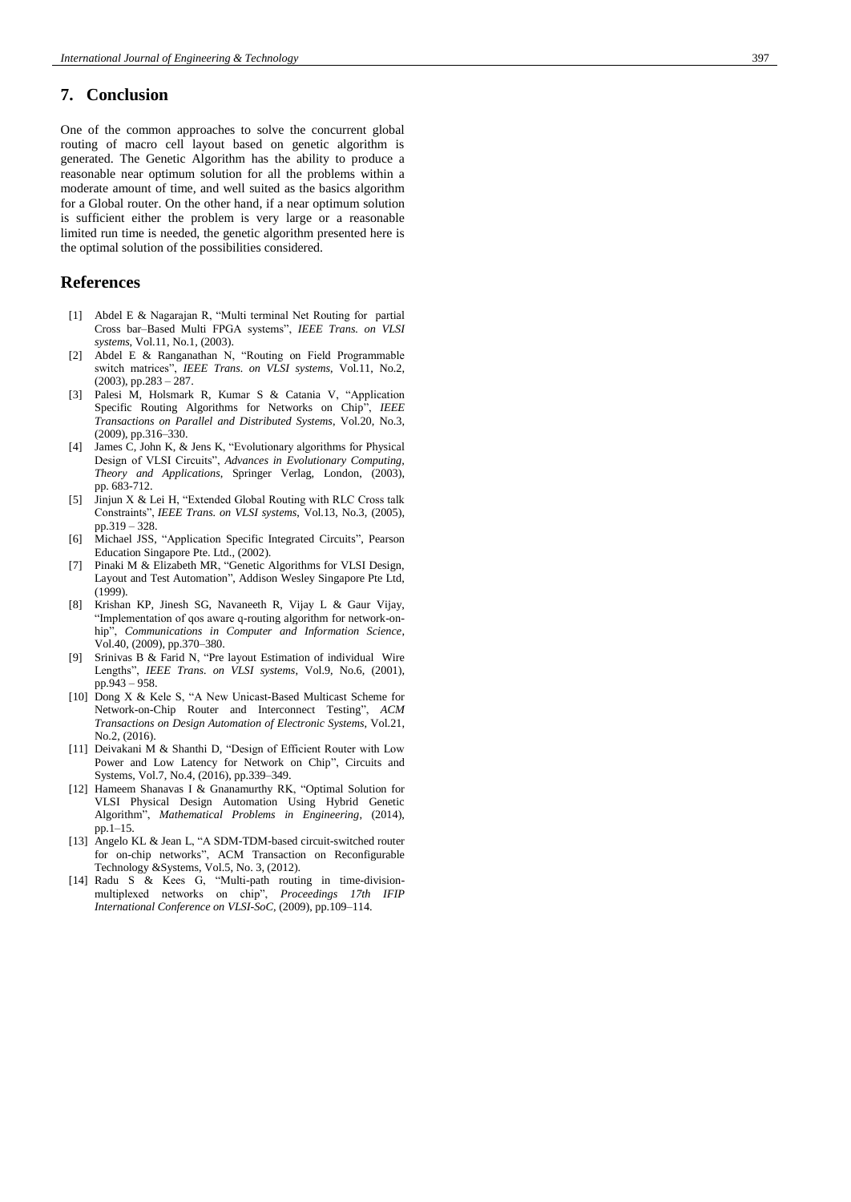## 7. Conclusion

One of the common approaches to solve the concurrent global routing of macro cell layout based on genetic algorithm is generated. The Genetic Algorithm has the ability to produce a reasonable near optimum solution for all the problems within a moderate amount of time, and well suited as the basics algorithm for a Global router. On the other hand, if a near optimum solution is sufficient either the problem is very large or a reasonable limited run time is needed, the genetic algorithm presented here is the optimal solution of the possibilities considered.

## References

[1] Abdel E & Nagarajan R, "Multi terminal Net Routing for partial Cross bar–Based Multi FPGA systems", *IEEE Trans. on VLSI systems*, Vol.11, No.1, (2003).

[2] Abdel E & Ranganathan N, "Routing on Field Programmable switch matrices", *IEEE Trans. on VLSI systems*, Vol.11, No.2, (2003), pp.283 – 287.

[3] Palesi M, Holsmark R, Kumar S & Catania V, "Application Specific Routing Algorithms for Networks on Chip", *IEEE Transactions on Parallel and Distributed Systems*, Vol.20, No.3, (2009), pp.316–330.

[4] James C, John K, & Jens K, "Evolutionary algorithms for Physical Design of VLSI Circuits", *Advances in Evolutionary Computing, Theory and Applications*, Springer Verlag, London, (2003), pp. 683-712.

[5] Jinjun X & Lei H, "Extended Global Routing with RLC Cross talk Constraints", *IEEE Trans. on VLSI systems*, Vol.13, No.3, (2005), pp.319 – 328.

[6] Michael JSS, "Application Specific Integrated Circuits", Pearson Education Singapore Pte. Ltd., (2002).

[7] Pinaki M & Elizabeth MR, "Genetic Algorithms for VLSI Design, Layout and Test Automation", Addison Wesley Singapore Pte Ltd, (1999).

[8] Krishan KP, Jinesh SG, Navaneeth R, Vijay L & Gaur Vijay, "Implementation of qos aware q-routing algorithm for network-on-hip", *Communications in Computer and Information Science*, Vol.40, (2009), pp.370–380.

[9] Srinivas B & Farid N, "Pre layout Estimation of individual Wire Lengths", *IEEE Trans. on VLSI systems*, Vol.9, No.6, (2001), pp.943 – 958.

[10] Dong X & Kele S, "A New Unicast-Based Multicast Scheme for Network-on-Chip Router and Interconnect Testing", *ACM Transactions on Design Automation of Electronic Systems*, Vol.21, No.2, (2016).

[11] Deivakani M & Shanthi D, "Design of Efficient Router with Low Power and Low Latency for Network on Chip", Circuits and Systems, Vol.7, No.4, (2016), pp.339–349.

[12] Hameem Shanavas I & Gnanamurthy RK, "Optimal Solution for VLSI Physical Design Automation Using Hybrid Genetic Algorithm", *Mathematical Problems in Engineering*, (2014), pp.1–15.

[13] Angelo KL & Jean L, "A SDM-TDM-based circuit-switched router for on-chip networks", ACM Transaction on Reconfigurable Technology &Systems, Vol.5, No. 3, (2012).

[14] Radu S & Kees G, "Multi-path routing in time-division-multiplexed networks on chip", *Proceedings 17th IFIP International Conference on VLSI-SoC*, (2009), pp.109–114.